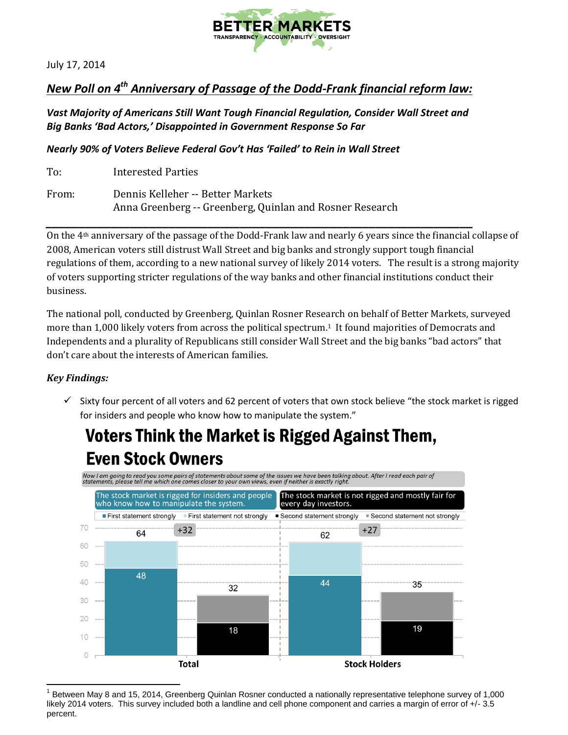July 17, 2014

## *New Poll on 4th Anniversary of Passage of the Dodd-Frank financial reform law:*

***Vast Majority of Americans Still Want Tough Financial Regulation, Consider Wall Street and Big Banks 'Bad Actors,' Disappointed in Government Response So Far***

***Nearly 90% of Voters Believe Federal Gov't Has 'Failed' to Rein in Wall Street***

To: Interested Parties

From: Dennis Kelleher -- Better Markets
Anna Greenberg -- Greenberg, Quinlan and Rosner Research

---

On the 4th anniversary of the passage of the Dodd-Frank law and nearly 6 years since the financial collapse of 2008, American voters still distrust Wall Street and big banks and strongly support tough financial regulations of them, according to a new national survey of likely 2014 voters. The result is a strong majority of voters supporting stricter regulations of the way banks and other financial institutions conduct their business.

The national poll, conducted by Greenberg, Quinlan Rosner Research on behalf of Better Markets, surveyed more than 1,000 likely voters from across the political spectrum.[1] It found majorities of Democrats and Independents and a plurality of Republicans still consider Wall Street and the big banks "bad actors" that don't care about the interests of American families.

***Key Findings:***

- ✓ Sixty four percent of all voters and 62 percent of voters that own stock believe "the stock market is rigged for insiders and people who know how to manipulate the system."

**Voters Think the Market is Rigged Against Them, Even Stock Owners**

*Now I am going to read you some pairs of statements about some of the issues we have been talking about. After I read each pair of statements, please tell me which one comes closer to your own views, even if neither is exactly right.*

| | First statement: The stock market is rigged for insiders and people who know how to manipulate the system. | | Second statement: The stock market is not rigged and mostly fair for every day investors. | | Net |
|---|---|---|---|---|---|
| | Total | Strongly | Total | Strongly | |
| Total | 64 | 48 | 32 | 18 | +32 |
| Stock Holders | 62 | 44 | 35 | 19 | +27 |

[1] Between May 8 and 15, 2014, Greenberg Quinlan Rosner conducted a nationally representative telephone survey of 1,000 likely 2014 voters. This survey included both a landline and cell phone component and carries a margin of error of +/- 3.5 percent.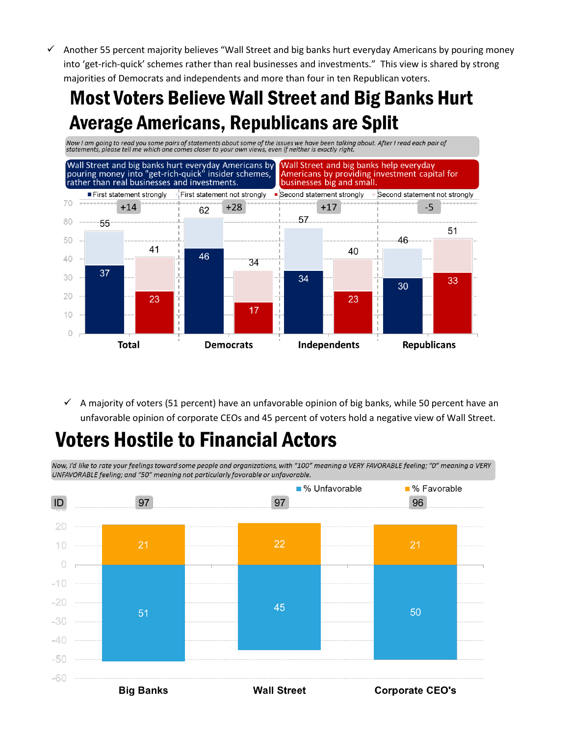- ✓ Another 55 percent majority believes "Wall Street and big banks hurt everyday Americans by pouring money into 'get-rich-quick' schemes rather than real businesses and investments." This view is shared by strong majorities of Democrats and independents and more than four in ten Republican voters.

## Most Voters Believe Wall Street and Big Banks Hurt Average Americans, Republicans are Split

*Now I am going to read you some pairs of statements about some of the issues we have been talking about. After I read each pair of statements, please tell me which one comes closer to your own views, even if neither is exactly right.*

First statement: Wall Street and big banks hurt everyday Americans by pouring money into "get-rich-quick" insider schemes, rather than real businesses and investments.

Second statement: Wall Street and big banks help everyday Americans by providing investment capital for businesses big and small.

| | Total | Democrats | Independents | Republicans |
|---|---|---|---|---|
| First statement (total) | 55 | 62 | 57 | 46 |
| First statement strongly | 37 | 46 | 34 | 30 |
| Second statement (total) | 41 | 34 | 40 | 51 |
| Second statement strongly | 23 | 17 | 23 | 33 |
| Net | +14 | +28 | +17 | -5 |

- ✓ A majority of voters (51 percent) have an unfavorable opinion of big banks, while 50 percent have an unfavorable opinion of corporate CEOs and 45 percent of voters hold a negative view of Wall Street.

## Voters Hostile to Financial Actors

*Now, I'd like to rate your feelings toward some people and organizations, with "100" meaning a VERY FAVORABLE feeling; "0" meaning a VERY UNFAVORABLE feeling; and "50" meaning not particularly favorable or unfavorable.*

| | Big Banks | Wall Street | Corporate CEO's |
|---|---|---|---|
| ID | 97 | 97 | 96 |
| % Favorable | 21 | 22 | 21 |
| % Unfavorable | 51 | 45 | 50 |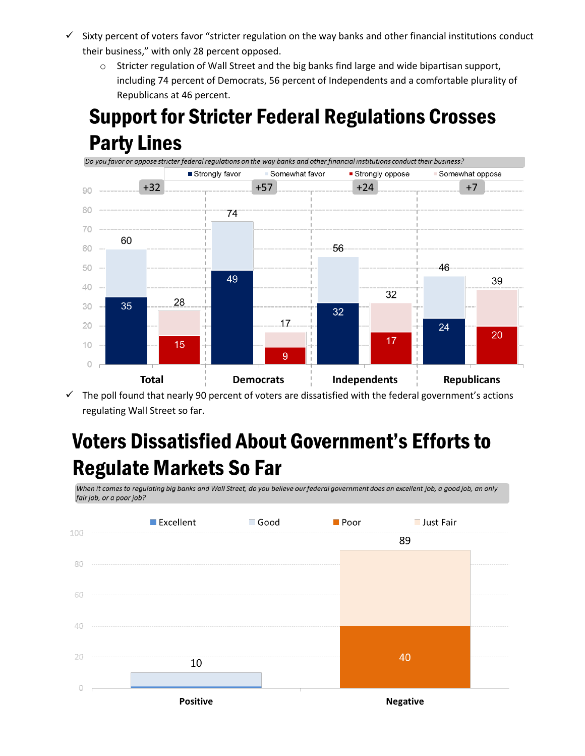- ✓ Sixty percent of voters favor "stricter regulation on the way banks and other financial institutions conduct their business," with only 28 percent opposed.
  - Stricter regulation of Wall Street and the big banks find large and wide bipartisan support, including 74 percent of Democrats, 56 percent of Independents and a comfortable plurality of Republicans at 46 percent.

## Support for Stricter Federal Regulations Crosses Party Lines

*Do you favor or oppose stricter federal regulations on the way banks and other financial institutions conduct their business?*

| | Total | Democrats | Independents | Republicans |
|---|---|---|---|---|
| Margin | +32 | +57 | +24 | +7 |
| Favor (total) | 60 | 74 | 56 | 46 |
| Strongly favor | 35 | 49 | 32 | 24 |
| Oppose (total) | 28 | 17 | 32 | 39 |
| Strongly oppose | 15 | 9 | 17 | 20 |

- ✓ The poll found that nearly 90 percent of voters are dissatisfied with the federal government's actions regulating Wall Street so far.

## Voters Dissatisfied About Government's Efforts to Regulate Markets So Far

*When it comes to regulating big banks and Wall Street, do you believe our federal government does an excellent job, a good job, an only fair job, or a poor job?*

| | Positive | Negative |
|---|---|---|
| Total | 10 | 89 |
| Poor | | 40 |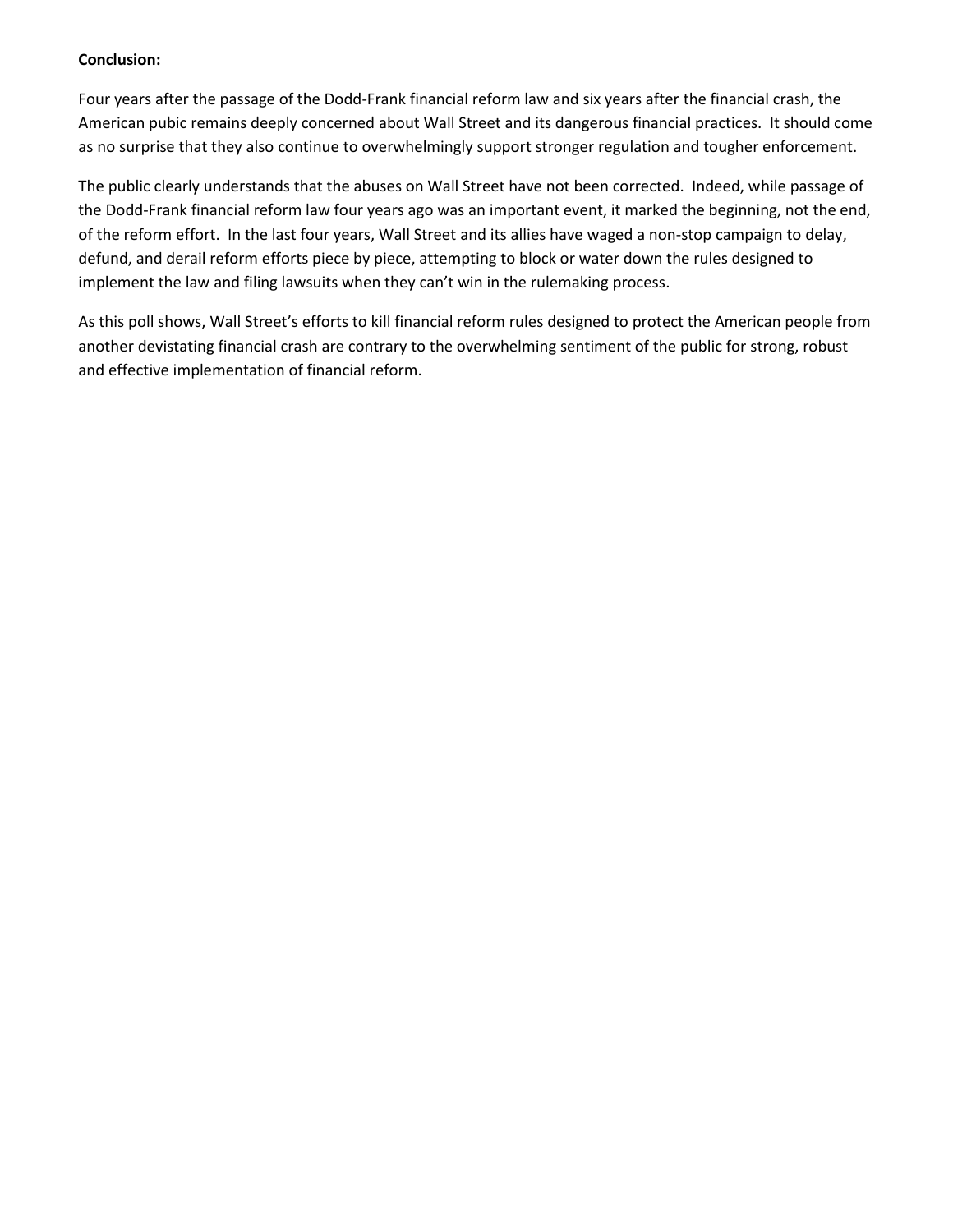**Conclusion:**

Four years after the passage of the Dodd-Frank financial reform law and six years after the financial crash, the American pubic remains deeply concerned about Wall Street and its dangerous financial practices. It should come as no surprise that they also continue to overwhelmingly support stronger regulation and tougher enforcement.

The public clearly understands that the abuses on Wall Street have not been corrected. Indeed, while passage of the Dodd-Frank financial reform law four years ago was an important event, it marked the beginning, not the end, of the reform effort. In the last four years, Wall Street and its allies have waged a non-stop campaign to delay, defund, and derail reform efforts piece by piece, attempting to block or water down the rules designed to implement the law and filing lawsuits when they can't win in the rulemaking process.

As this poll shows, Wall Street's efforts to kill financial reform rules designed to protect the American people from another devistating financial crash are contrary to the overwhelming sentiment of the public for strong, robust and effective implementation of financial reform.